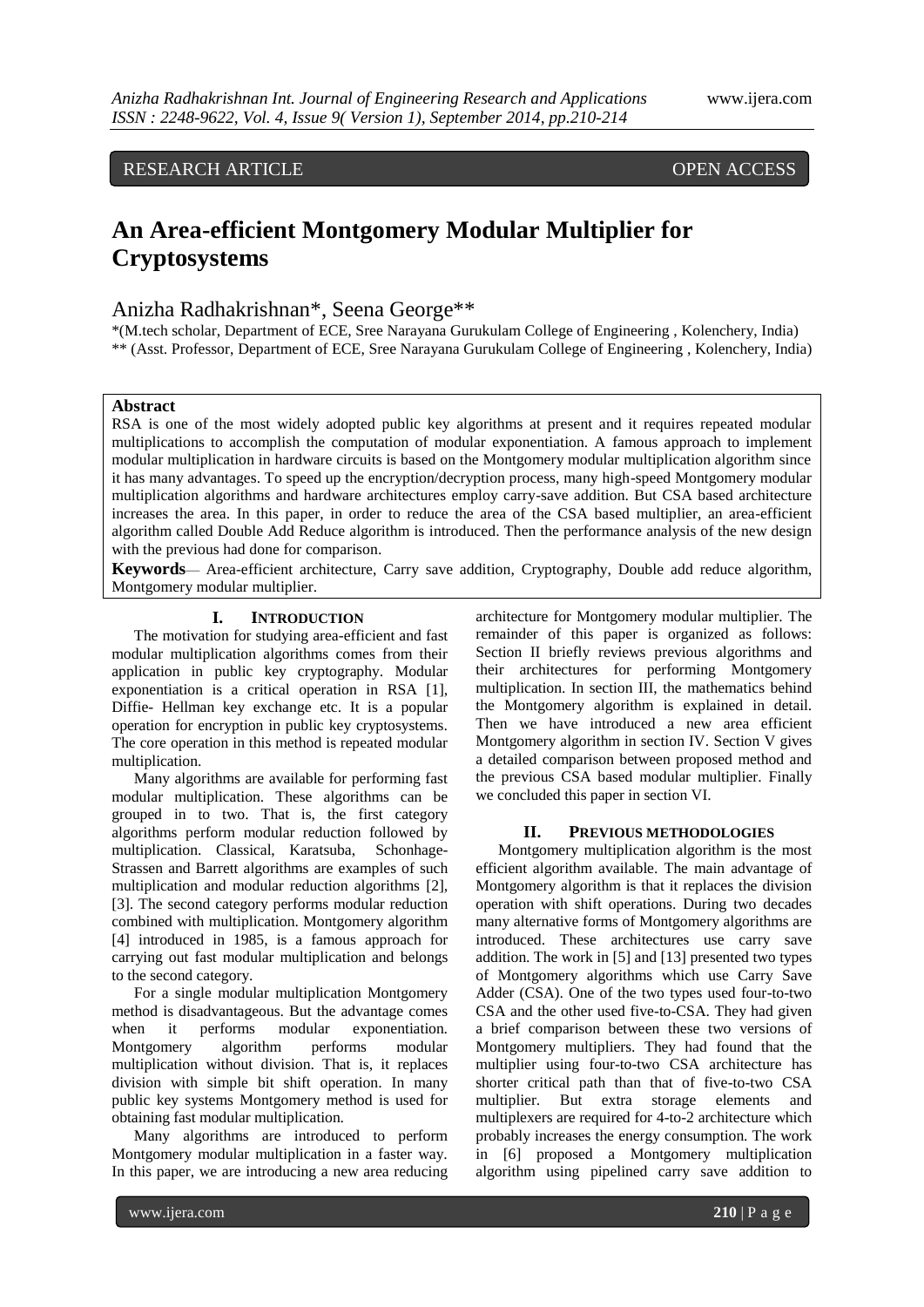RESEARCH ARTICLE OPEN ACCESS

# An Area-efficient Montgomery Modular Multiplier for Cryptosystems

Anizha Radhakrishnan*, Seena George**

*(M.tech scholar, Department of ECE, Sree Narayana Gurukulam College of Engineering , Kolenchery, India)
** (Asst. Professor, Department of ECE, Sree Narayana Gurukulam College of Engineering , Kolenchery, India)

**Abstract**

RSA is one of the most widely adopted public key algorithms at present and it requires repeated modular multiplications to accomplish the computation of modular exponentiation. A famous approach to implement modular multiplication in hardware circuits is based on the Montgomery modular multiplication algorithm since it has many advantages. To speed up the encryption/decryption process, many high-speed Montgomery modular multiplication algorithms and hardware architectures employ carry-save addition. But CSA based architecture increases the area. In this paper, in order to reduce the area of the CSA based multiplier, an area-efficient algorithm called Double Add Reduce algorithm is introduced. Then the performance analysis of the new design with the previous had done for comparison.

**Keywords**— Area-efficient architecture, Carry save addition, Cryptography, Double add reduce algorithm, Montgomery modular multiplier.

## I. Introduction

The motivation for studying area-efficient and fast modular multiplication algorithms comes from their application in public key cryptography. Modular exponentiation is a critical operation in RSA [1], Diffie- Hellman key exchange etc. It is a popular operation for encryption in public key cryptosystems. The core operation in this method is repeated modular multiplication.

Many algorithms are available for performing fast modular multiplication. These algorithms can be grouped in to two. That is, the first category algorithms perform modular reduction followed by multiplication. Classical, Karatsuba, Schonhage-Strassen and Barrett algorithms are examples of such multiplication and modular reduction algorithms [2], [3]. The second category performs modular reduction combined with multiplication. Montgomery algorithm [4] introduced in 1985, is a famous approach for carrying out fast modular multiplication and belongs to the second category.

For a single modular multiplication Montgomery method is disadvantageous. But the advantage comes when it performs modular exponentiation. Montgomery algorithm performs modular multiplication without division. That is, it replaces division with simple bit shift operation. In many public key systems Montgomery method is used for obtaining fast modular multiplication.

Many algorithms are introduced to perform Montgomery modular multiplication in a faster way. In this paper, we are introducing a new area reducing architecture for Montgomery modular multiplier. The remainder of this paper is organized as follows: Section II briefly reviews previous algorithms and their architectures for performing Montgomery multiplication. In section III, the mathematics behind the Montgomery algorithm is explained in detail. Then we have introduced a new area efficient Montgomery algorithm in section IV. Section V gives a detailed comparison between proposed method and the previous CSA based modular multiplier. Finally we concluded this paper in section VI.

## II. Previous Methodologies

Montgomery multiplication algorithm is the most efficient algorithm available. The main advantage of Montgomery algorithm is that it replaces the division operation with shift operations. During two decades many alternative forms of Montgomery algorithms are introduced. These architectures use carry save addition. The work in [5] and [13] presented two types of Montgomery algorithms which use Carry Save Adder (CSA). One of the two types used four-to-two CSA and the other used five-to-CSA. They had given a brief comparison between these two versions of Montgomery multipliers. They had found that the multiplier using four-to-two CSA architecture has shorter critical path than that of five-to-two CSA multiplier. But extra storage elements and multiplexers are required for 4-to-2 architecture which probably increases the energy consumption. The work in [6] proposed a Montgomery multiplication algorithm using pipelined carry save addition to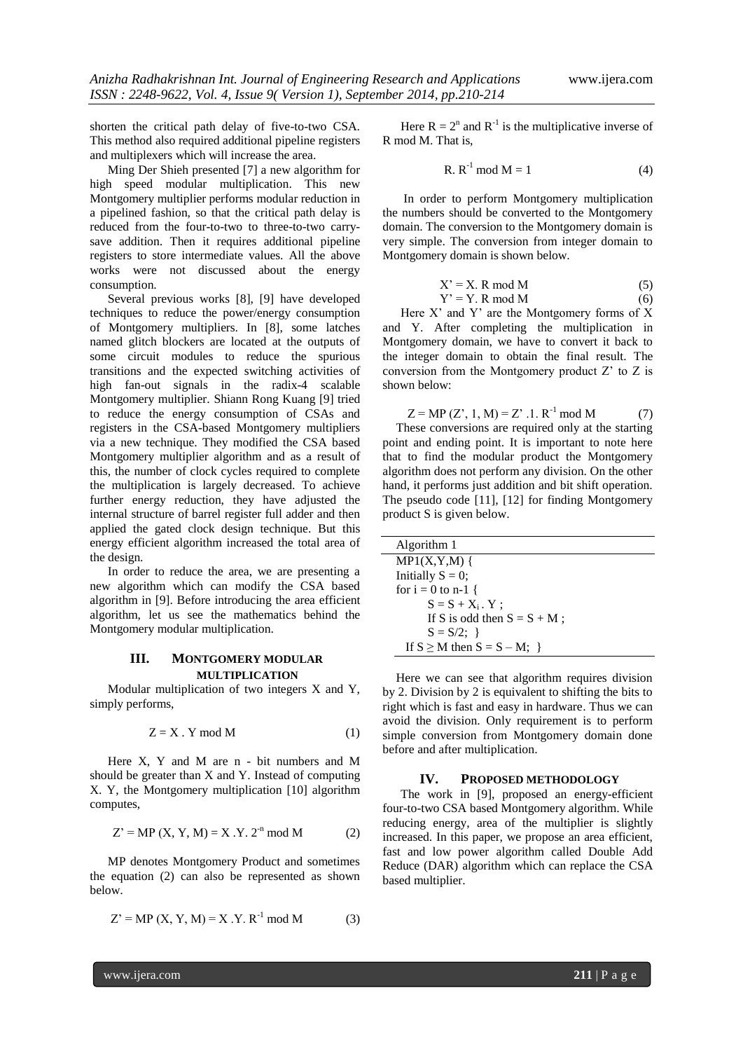shorten the critical path delay of five-to-two CSA. This method also required additional pipeline registers and multiplexers which will increase the area.

Ming Der Shieh presented [7] a new algorithm for high speed modular multiplication. This new Montgomery multiplier performs modular reduction in a pipelined fashion, so that the critical path delay is reduced from the four-to-two to three-to-two carry-save addition. Then it requires additional pipeline registers to store intermediate values. All the above works were not discussed about the energy consumption.

Several previous works [8], [9] have developed techniques to reduce the power/energy consumption of Montgomery multipliers. In [8], some latches named glitch blockers are located at the outputs of some circuit modules to reduce the spurious transitions and the expected switching activities of high fan-out signals in the radix-4 scalable Montgomery multiplier. Shiann Rong Kuang [9] tried to reduce the energy consumption of CSAs and registers in the CSA-based Montgomery multipliers via a new technique. They modified the CSA based Montgomery multiplier algorithm and as a result of this, the number of clock cycles required to complete the multiplication is largely decreased. To achieve further energy reduction, they have adjusted the internal structure of barrel register full adder and then applied the gated clock design technique. But this energy efficient algorithm increased the total area of the design.

In order to reduce the area, we are presenting a new algorithm which can modify the CSA based algorithm in [9]. Before introducing the area efficient algorithm, let us see the mathematics behind the Montgomery modular multiplication.

## III. MONTGOMERY MODULAR MULTIPLICATION

Modular multiplication of two integers X and Y, simply performs,

$$Z = X \cdot Y \bmod M \tag{1}$$

Here X, Y and M are n - bit numbers and M should be greater than X and Y. Instead of computing X. Y, the Montgomery multiplication [10] algorithm computes,

$$Z' = MP(X, Y, M) = X \cdot Y \cdot 2^{-n} \bmod M \tag{2}$$

MP denotes Montgomery Product and sometimes the equation (2) can also be represented as shown below.

$$Z' = MP(X, Y, M) = X \cdot Y \cdot R^{-1} \bmod M \tag{3}$$

Here $R = 2^n$ and $R^{-1}$ is the multiplicative inverse of R mod M. That is,

$$R \cdot R^{-1} \bmod M = 1 \tag{4}$$

In order to perform Montgomery multiplication the numbers should be converted to the Montgomery domain. The conversion to the Montgomery domain is very simple. The conversion from integer domain to Montgomery domain is shown below.

$$X' = X \cdot R \bmod M \tag{5}$$

$$Y' = Y \cdot R \bmod M \tag{6}$$

Here X' and Y' are the Montgomery forms of X and Y. After completing the multiplication in Montgomery domain, we have to convert it back to the integer domain to obtain the final result. The conversion from the Montgomery product Z' to Z is shown below:

$$Z = MP(Z', 1, M) = Z' \cdot 1 \cdot R^{-1} \bmod M \tag{7}$$

These conversions are required only at the starting point and ending point. It is important to note here that to find the modular product the Montgomery algorithm does not perform any division. On the other hand, it performs just addition and bit shift operation. The pseudo code [11], [12] for finding Montgomery product S is given below.

```
Algorithm 1
MP1(X,Y,M) {
Initially S = 0;
for i = 0 to n-1 {
      S = S + Xi . Y ;
      If S is odd then S = S + M ;
      S = S/2;  }
  If S ≥ M then S = S – M;  }
```

Here we can see that algorithm requires division by 2. Division by 2 is equivalent to shifting the bits to right which is fast and easy in hardware. Thus we can avoid the division. Only requirement is to perform simple conversion from Montgomery domain done before and after multiplication.

## IV. PROPOSED METHODOLOGY

The work in [9], proposed an energy-efficient four-to-two CSA based Montgomery algorithm. While reducing energy, area of the multiplier is slightly increased. In this paper, we propose an area efficient, fast and low power algorithm called Double Add Reduce (DAR) algorithm which can replace the CSA based multiplier.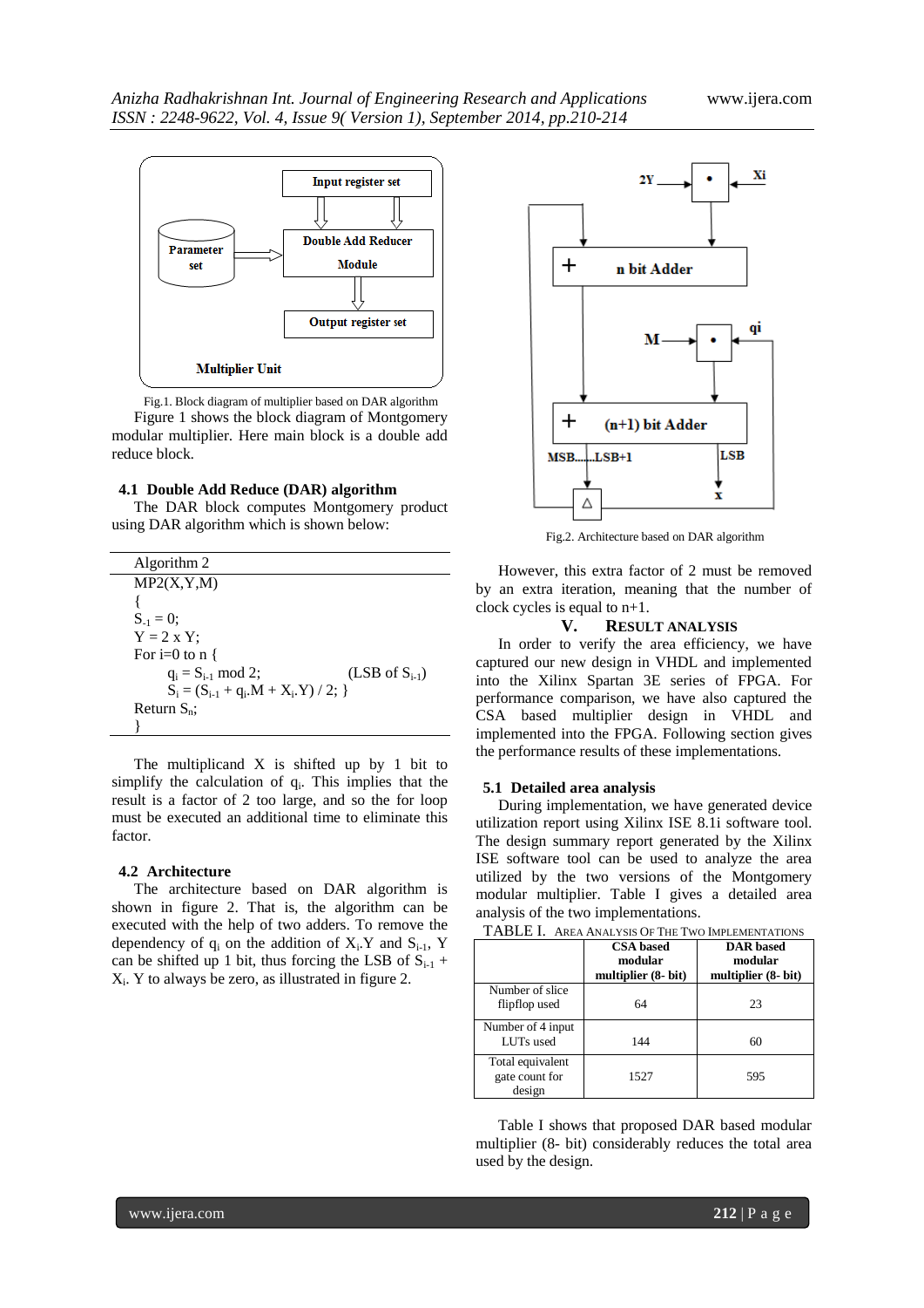Fig.1. Block diagram of multiplier based on DAR algorithm

Figure 1 shows the block diagram of Montgomery modular multiplier. Here main block is a double add reduce block.

### 4.1 Double Add Reduce (DAR) algorithm

The DAR block computes Montgomery product using DAR algorithm which is shown below:

```
Algorithm 2
MP2(X,Y,M)
{
S-1 = 0;
Y = 2 x Y;
For i=0 to n {
      qi = Si-1 mod 2;            (LSB of Si-1)
      Si = (Si-1 + qi.M + Xi.Y) / 2; }
Return Sn;
}
```

The multiplicand X is shifted up by 1 bit to simplify the calculation of $q_i$. This implies that the result is a factor of 2 too large, and so the for loop must be executed an additional time to eliminate this factor.

### 4.2 Architecture

The architecture based on DAR algorithm is shown in figure 2. That is, the algorithm can be executed with the help of two adders. To remove the dependency of $q_i$ on the addition of $X_i.Y$ and $S_{i-1}$, Y can be shifted up 1 bit, thus forcing the LSB of $S_{i-1} + X_i.Y$ to always be zero, as illustrated in figure 2.

Fig.2. Architecture based on DAR algorithm

However, this extra factor of 2 must be removed by an extra iteration, meaning that the number of clock cycles is equal to n+1.

## V. Result Analysis

In order to verify the area efficiency, we have captured our new design in VHDL and implemented into the Xilinx Spartan 3E series of FPGA. For performance comparison, we have also captured the CSA based multiplier design in VHDL and implemented into the FPGA. Following section gives the performance results of these implementations.

### 5.1 Detailed area analysis

During implementation, we have generated device utilization report using Xilinx ISE 8.1i software tool. The design summary report generated by the Xilinx ISE software tool can be used to analyze the area utilized by the two versions of the Montgomery modular multiplier. Table I gives a detailed area analysis of the two implementations.

TABLE I. Area Analysis Of The Two Implementations

| | CSA based modular multiplier (8- bit) | DAR based modular multiplier (8- bit) |
|---|---|---|
| Number of slice flipflop used | 64 | 23 |
| Number of 4 input LUTs used | 144 | 60 |
| Total equivalent gate count for design | 1527 | 595 |

Table I shows that proposed DAR based modular multiplier (8- bit) considerably reduces the total area used by the design.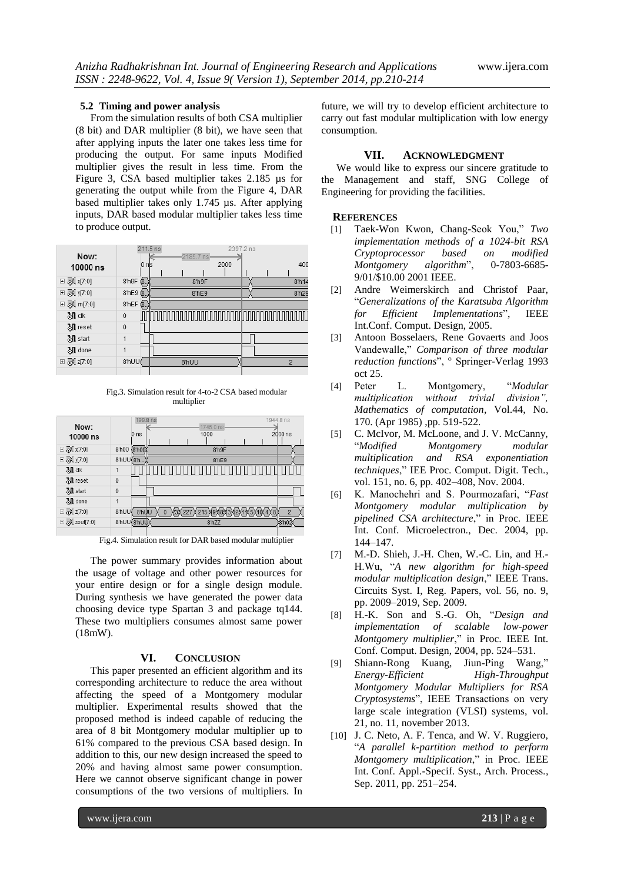### 5.2 Timing and power analysis

From the simulation results of both CSA multiplier (8 bit) and DAR multiplier (8 bit), we have seen that after applying inputs the later one takes less time for producing the output. For same inputs Modified multiplier gives the result in less time. From the Figure 3, CSA based multiplier takes 2.185 µs for generating the output while from the Figure 4, DAR based multiplier takes only 1.745 µs. After applying inputs, DAR based modular multiplier takes less time to produce output.

Fig.3. Simulation result for 4-to-2 CSA based modular multiplier

Fig.4. Simulation result for DAR based modular multiplier

The power summary provides information about the usage of voltage and other power resources for your entire design or for a single design module. During synthesis we have generated the power data choosing device type Spartan 3 and package tq144. These two multipliers consumes almost same power (18mW).

## VI. Conclusion

This paper presented an efficient algorithm and its corresponding architecture to reduce the area without affecting the speed of a Montgomery modular multiplier. Experimental results showed that the proposed method is indeed capable of reducing the area of 8 bit Montgomery modular multiplier up to 61% compared to the previous CSA based design. In addition to this, our new design increased the speed to 20% and having almost same power consumption. Here we cannot observe significant change in power consumptions of the two versions of multipliers. In future, we will try to develop efficient architecture to carry out fast modular multiplication with low energy consumption.

## VII. Acknowledgment

We would like to express our sincere gratitude to the Management and staff, SNG College of Engineering for providing the facilities.

## References

[1] Taek-Won Kwon, Chang-Seok You," *Two implementation methods of a 1024-bit RSA Cryptoprocessor based on modified Montgomery algorithm*", 0-7803-6685-9/01/$10.00 2001 IEEE.

[2] Andre Weimerskirch and Christof Paar, "*Generalizations of the Karatsuba Algorithm for Efficient Implementations*", IEEE Int.Conf. Comput. Design, 2005.

[3] Antoon Bosselaers, Rene Govaerts and Joos Vandewalle," *Comparison of three modular reduction functions*", ° Springer-Verlag 1993 oct 25.

[4] Peter L. Montgomery, "*Modular multiplication without trivial division", Mathematics of computation*, Vol.44, No. 170. (Apr 1985) ,pp. 519-522.

[5] C. McIvor, M. McLoone, and J. V. McCanny, "*Modified Montgomery modular multiplication and RSA exponentiation techniques*," IEE Proc. Comput. Digit. Tech., vol. 151, no. 6, pp. 402–408, Nov. 2004.

[6] K. Manochehri and S. Pourmozafari, "*Fast Montgomery modular multiplication by pipelined CSA architecture*," in Proc. IEEE Int. Conf. Microelectron., Dec. 2004, pp. 144–147.

[7] M.-D. Shieh, J.-H. Chen, W.-C. Lin, and H.-H.Wu, "*A new algorithm for high-speed modular multiplication design*," IEEE Trans. Circuits Syst. I, Reg. Papers, vol. 56, no. 9, pp. 2009–2019, Sep. 2009.

[8] H.-K. Son and S.-G. Oh, "*Design and implementation of scalable low-power Montgomery multiplier*," in Proc. IEEE Int. Conf. Comput. Design, 2004, pp. 524–531.

[9] Shiann-Rong Kuang, Jiun-Ping Wang," *Energy-Efficient High-Throughput Montgomery Modular Multipliers for RSA Cryptosystems*", IEEE Transactions on very large scale integration (VLSI) systems, vol. 21, no. 11, november 2013.

[10] J. C. Neto, A. F. Tenca, and W. V. Ruggiero, "*A parallel k-partition method to perform Montgomery multiplication*," in Proc. IEEE Int. Conf. Appl.-Specif. Syst., Arch. Process., Sep. 2011, pp. 251–254.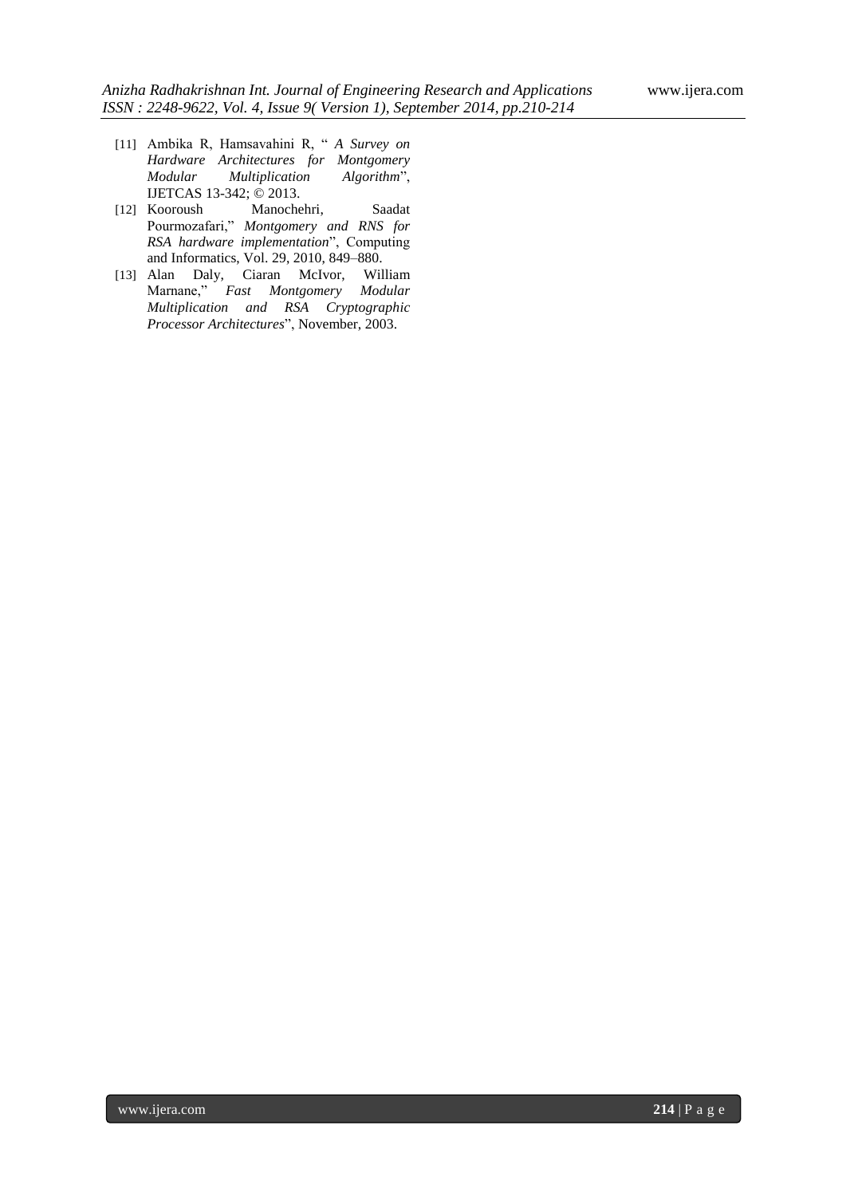[11] Ambika R, Hamsavahini R, " *A Survey on Hardware Architectures for Montgomery Modular Multiplication Algorithm*", IJETCAS 13-342; © 2013.

[12] Kooroush Manochehri, Saadat Pourmozafari," *Montgomery and RNS for RSA hardware implementation*", Computing and Informatics, Vol. 29, 2010, 849–880.

[13] Alan Daly, Ciaran McIvor, William Marnane," *Fast Montgomery Modular Multiplication and RSA Cryptographic Processor Architectures*", November, 2003.